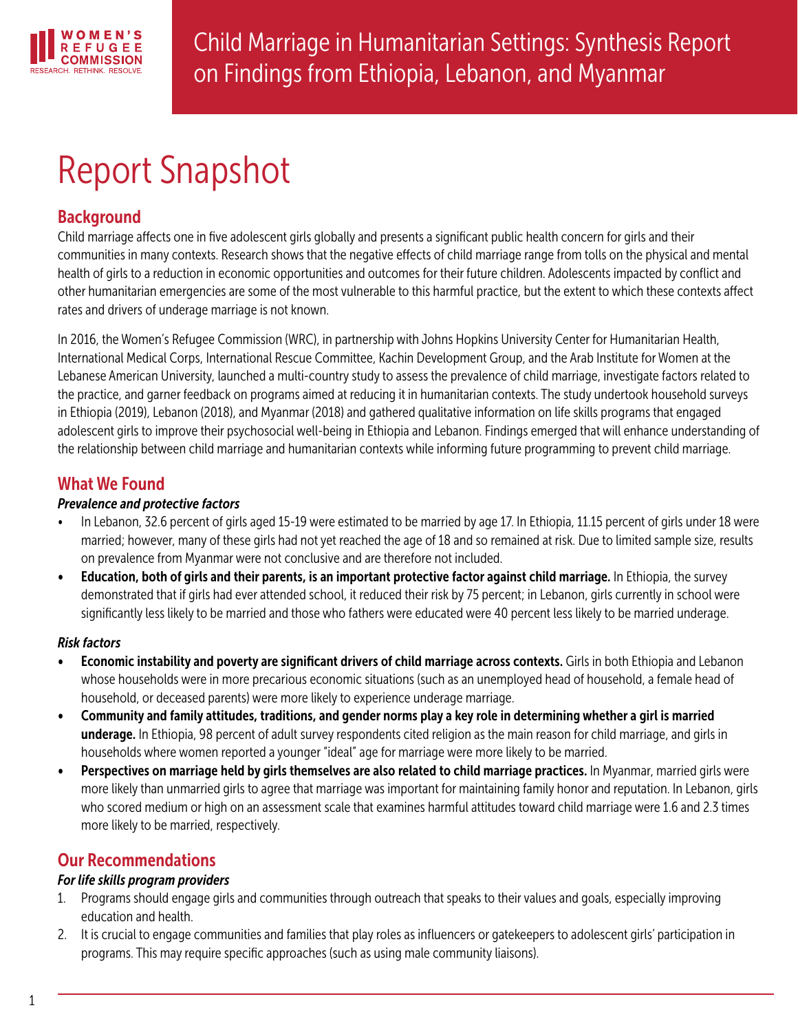# Child Marriage in Humanitarian Settings: Synthesis Report on Findings from Ethiopia, Lebanon, and Myanmar

# Report Snapshot

## Background

Child marriage affects one in five adolescent girls globally and presents a significant public health concern for girls and their communities in many contexts. Research shows that the negative effects of child marriage range from tolls on the physical and mental health of girls to a reduction in economic opportunities and outcomes for their future children. Adolescents impacted by conflict and other humanitarian emergencies are some of the most vulnerable to this harmful practice, but the extent to which these contexts affect rates and drivers of underage marriage is not known.

In 2016, the Women's Refugee Commission (WRC), in partnership with Johns Hopkins University Center for Humanitarian Health, International Medical Corps, International Rescue Committee, Kachin Development Group, and the Arab Institute for Women at the Lebanese American University, launched a multi-country study to assess the prevalence of child marriage, investigate factors related to the practice, and garner feedback on programs aimed at reducing it in humanitarian contexts. The study undertook household surveys in Ethiopia (2019), Lebanon (2018), and Myanmar (2018) and gathered qualitative information on life skills programs that engaged adolescent girls to improve their psychosocial well-being in Ethiopia and Lebanon. Findings emerged that will enhance understanding of the relationship between child marriage and humanitarian contexts while informing future programming to prevent child marriage.

## What We Found

### *Prevalence and protective factors*

- In Lebanon, 32.6 percent of girls aged 15-19 were estimated to be married by age 17. In Ethiopia, 11.15 percent of girls under 18 were married; however, many of these girls had not yet reached the age of 18 and so remained at risk. Due to limited sample size, results on prevalence from Myanmar were not conclusive and are therefore not included.
- **Education, both of girls and their parents, is an important protective factor against child marriage.** In Ethiopia, the survey demonstrated that if girls had ever attended school, it reduced their risk by 75 percent; in Lebanon, girls currently in school were significantly less likely to be married and those who fathers were educated were 40 percent less likely to be married underage.

### *Risk factors*

- **Economic instability and poverty are significant drivers of child marriage across contexts.** Girls in both Ethiopia and Lebanon whose households were in more precarious economic situations (such as an unemployed head of household, a female head of household, or deceased parents) were more likely to experience underage marriage.
- **Community and family attitudes, traditions, and gender norms play a key role in determining whether a girl is married underage.** In Ethiopia, 98 percent of adult survey respondents cited religion as the main reason for child marriage, and girls in households where women reported a younger "ideal" age for marriage were more likely to be married.
- **Perspectives on marriage held by girls themselves are also related to child marriage practices.** In Myanmar, married girls were more likely than unmarried girls to agree that marriage was important for maintaining family honor and reputation. In Lebanon, girls who scored medium or high on an assessment scale that examines harmful attitudes toward child marriage were 1.6 and 2.3 times more likely to be married, respectively.

## Our Recommendations

### *For life skills program providers*

1. Programs should engage girls and communities through outreach that speaks to their values and goals, especially improving education and health.
2. It is crucial to engage communities and families that play roles as influencers or gatekeepers to adolescent girls' participation in programs. This may require specific approaches (such as using male community liaisons).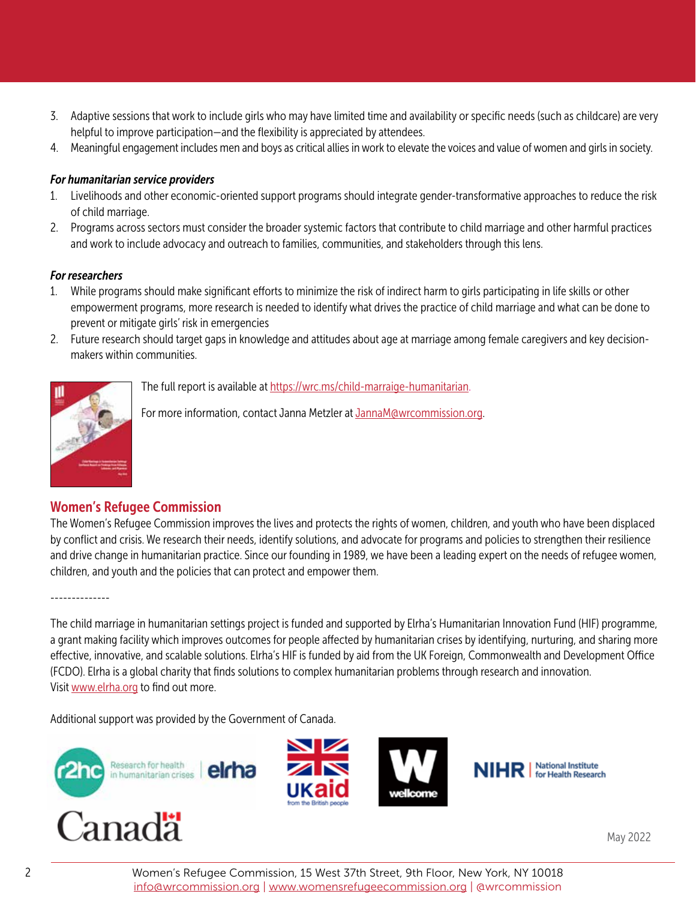3. Adaptive sessions that work to include girls who may have limited time and availability or specific needs (such as childcare) are very helpful to improve participation—and the flexibility is appreciated by attendees.
4. Meaningful engagement includes men and boys as critical allies in work to elevate the voices and value of women and girls in society.

***For humanitarian service providers***

1. Livelihoods and other economic-oriented support programs should integrate gender-transformative approaches to reduce the risk of child marriage.
2. Programs across sectors must consider the broader systemic factors that contribute to child marriage and other harmful practices and work to include advocacy and outreach to families, communities, and stakeholders through this lens.

***For researchers***

1. While programs should make significant efforts to minimize the risk of indirect harm to girls participating in life skills or other empowerment programs, more research is needed to identify what drives the practice of child marriage and what can be done to prevent or mitigate girls' risk in emergencies
2. Future research should target gaps in knowledge and attitudes about age at marriage among female caregivers and key decision-makers within communities.

The full report is available at https://wrc.ms/child-marraige-humanitarian.

For more information, contact Janna Metzler at JannaM@wrcommission.org.

## Women's Refugee Commission

The Women's Refugee Commission improves the lives and protects the rights of women, children, and youth who have been displaced by conflict and crisis. We research their needs, identify solutions, and advocate for programs and policies to strengthen their resilience and drive change in humanitarian practice. Since our founding in 1989, we have been a leading expert on the needs of refugee women, children, and youth and the policies that can protect and empower them.

--------------

The child marriage in humanitarian settings project is funded and supported by Elrha's Humanitarian Innovation Fund (HIF) programme, a grant making facility which improves outcomes for people affected by humanitarian crises by identifying, nurturing, and sharing more effective, innovative, and scalable solutions. Elrha's HIF is funded by aid from the UK Foreign, Commonwealth and Development Office (FCDO). Elrha is a global charity that finds solutions to complex humanitarian problems through research and innovation. Visit www.elrha.org to find out more.

Additional support was provided by the Government of Canada.

May 2022

Women's Refugee Commission, 15 West 37th Street, 9th Floor, New York, NY 10018
info@wrcommission.org | www.womensrefugeecommission.org | @wrcommission